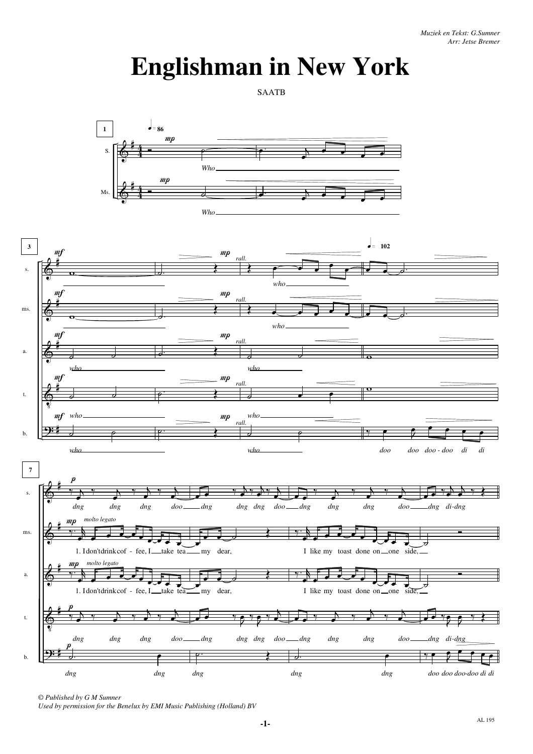Muziek en Tekst: G.Sumner
Arr: Jetse Bremer

# Englishman in New York

SAATB

© Published by G M Sumner
Used by permission for the Benelux by EMI Music Publishing (Holland) BV

AL 195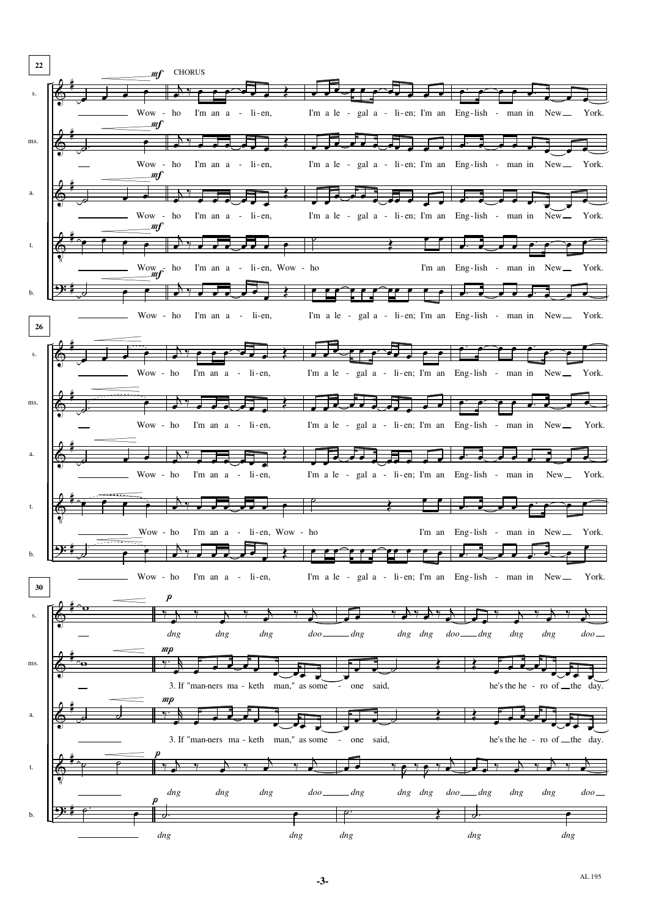**22** *mf* CHORUS

s.: Wow - ho I'm an a - li-en, I'm a le - gal a - li-en; I'm an Eng-lish - man in New York.

ms.: Wow - ho I'm an a - li-en, I'm a le - gal a - li-en; I'm an Eng-lish - man in New York.

a.: Wow - ho I'm an a - li-en, I'm a le - gal a - li-en; I'm an Eng-lish - man in New York.

t.: Wow - ho I'm an a - li-en, Wow - ho I'm an Eng-lish - man in New York.

b.: Wow - ho I'm an a - li-en, I'm a le - gal a - li-en; I'm an Eng-lish - man in New York.

**26**

s.: Wow - ho I'm an a - li-en, I'm a le - gal a - li-en; I'm an Eng-lish - man in New York.

ms.: Wow - ho I'm an a - li-en, I'm a le - gal a - li-en; I'm an Eng-lish - man in New York.

a.: Wow - ho I'm an a - li-en, I'm a le - gal a - li-en; I'm an Eng-lish - man in New York.

t.: Wow - ho I'm an a - li-en, Wow - ho I'm an Eng-lish - man in New York.

b.: Wow - ho I'm an a - li-en, I'm a le - gal a - li-en; I'm an Eng-lish - man in New York.

**30**

s. (*p*): *dng dng dng doo dng dng dng doo dng dng dng doo*

ms. (*mp*): 3. If "man-ners ma - keth man," as some - one said, he's the he - ro of the day.

a. (*mp*): 3. If "man-ners ma - keth man," as some - one said, he's the he - ro of the day.

t. (*p*): *dng dng dng doo dng dng dng doo dng dng dng doo*

b. (*p*): *dng dng dng dng dng*

-3-

AL 195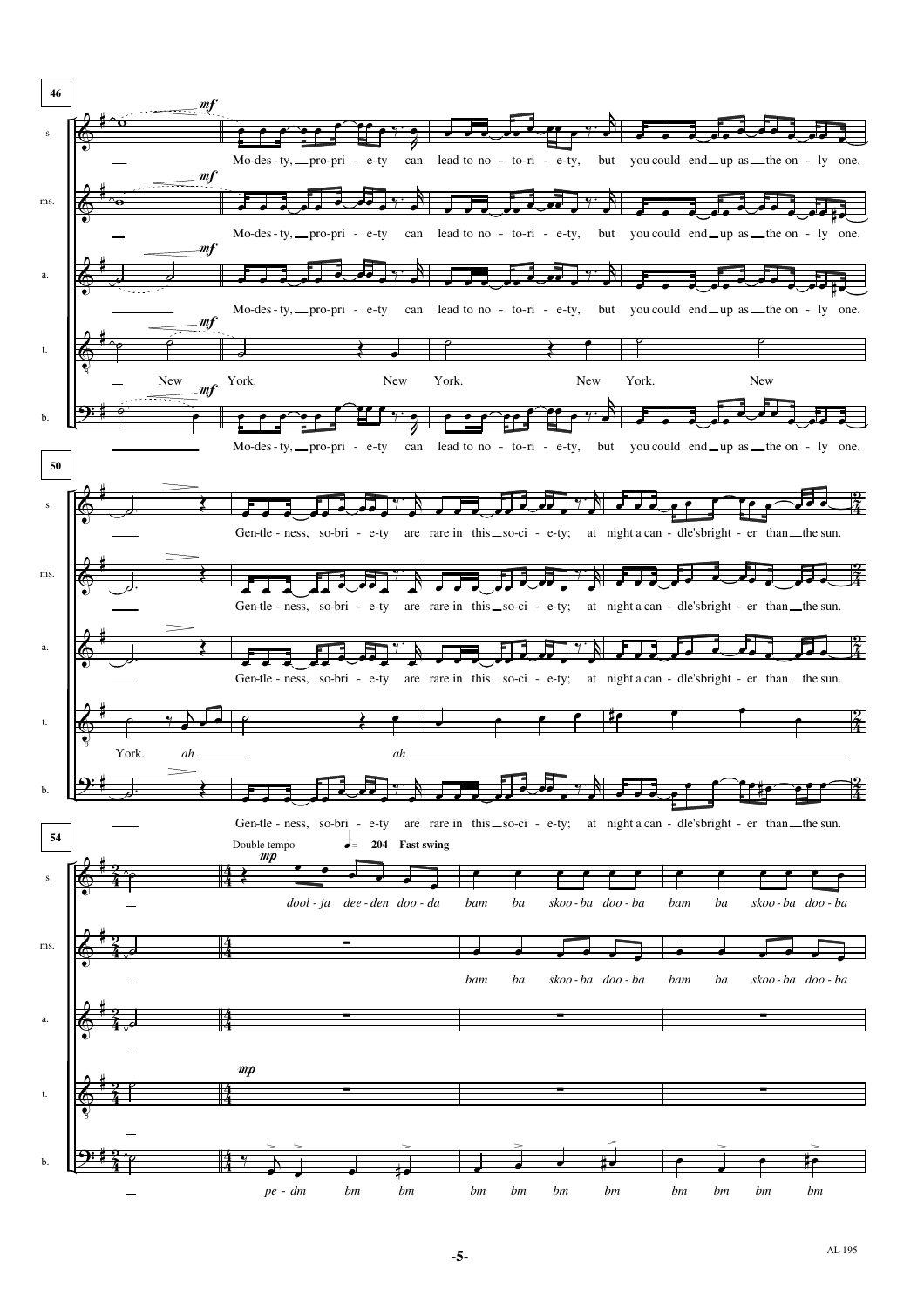**46**

s. — Mo-des-ty, pro-pri - e-ty can lead to no - to-ri - e-ty, but you could end up as the on - ly one.

ms. — Mo-des-ty, pro-pri - e-ty can lead to no - to-ri - e-ty, but you could end up as the on - ly one.

a. — Mo-des-ty, pro-pri - e-ty can lead to no - to-ri - e-ty, but you could end up as the on - ly one.

t. — New York. New York. New York. New

b. — Mo-des-ty, pro-pri - e-ty can lead to no - to-ri - e-ty, but you could end up as the on - ly one.

**50**

s. Gen-tle - ness, so-bri - e-ty are rare in this so-ci - e-ty; at night a can - dle's bright - er than the sun.

ms. Gen-tle - ness, so-bri - e-ty are rare in this so-ci - e-ty; at night a can - dle's bright - er than the sun.

a. Gen-tle - ness, so-bri - e-ty are rare in this so-ci - e-ty; at night a can - dle's bright - er than the sun.

t. York. *ah* *ah*

b. Gen-tle - ness, so-bri - e-ty are rare in this so-ci - e-ty; at night a can - dle's bright - er than the sun.

**54**

Double tempo ♩= 204 **Fast swing**

s. *dool - ja dee - den doo - da bam ba skoo - ba doo - ba bam ba skoo - ba doo - ba*

ms. *bam ba skoo - ba doo - ba bam ba skoo - ba doo - ba*

a.

t.

b. *pe - dm bm bm bm bm bm bm bm bm bm bm*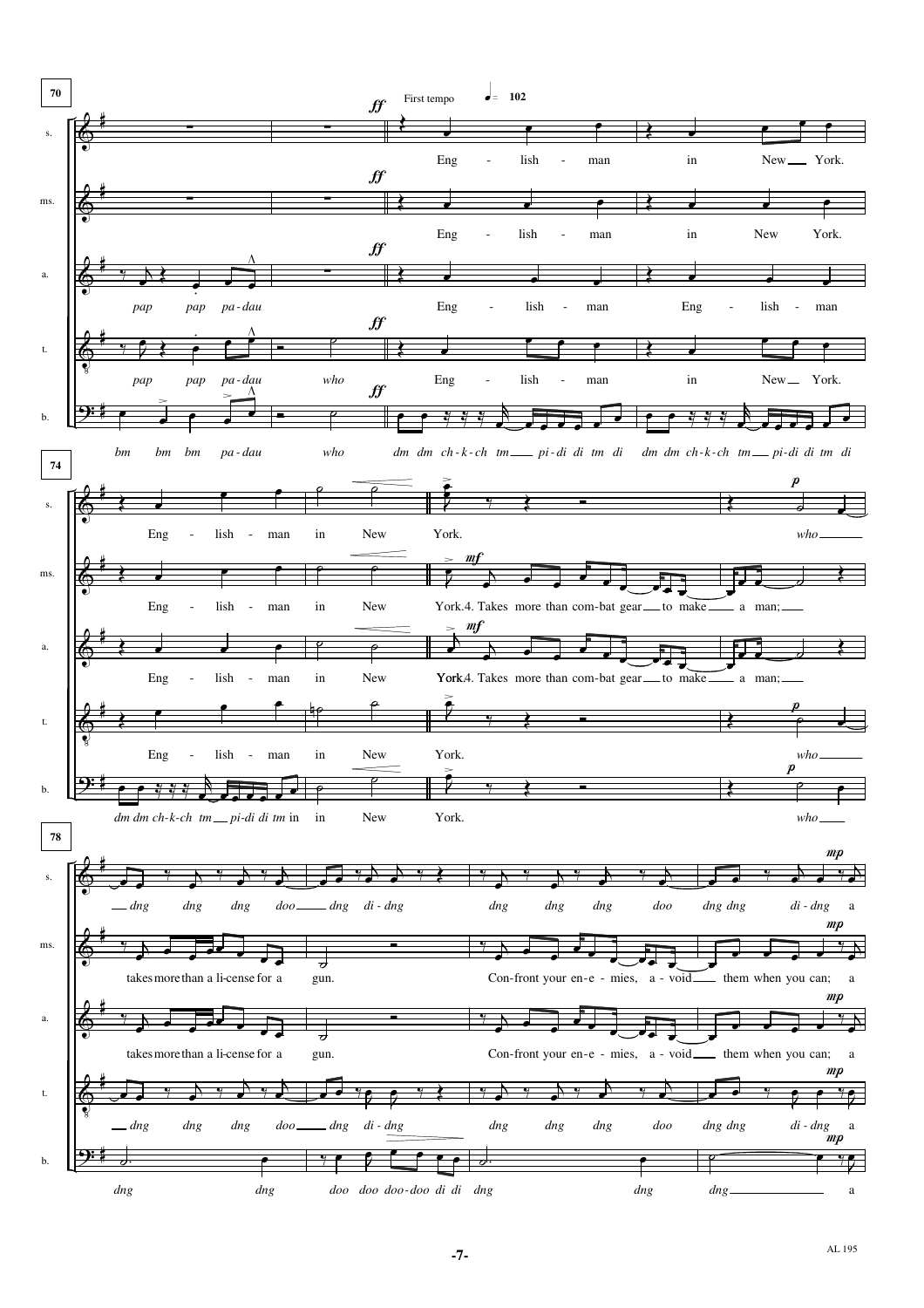**70**

First tempo ♩ = 102

s. — *ff* Eng - lish - man in New York.

ms. — *ff* Eng - lish - man in New York.

a. — *pap pap pa - dau* *ff* Eng - lish - man Eng - lish - man

t. — *pap pap pa - dau who* *ff* Eng - lish - man in New York.

b. — *bm bm bm pa - dau who* *ff* *dm dm ch - k - ch tm pi - di di tm di dm dm ch - k - ch tm pi - di di tm di*

**74**

s. — Eng - lish - man in New York. *p* *who*

ms. — Eng - lish - man in New *mf* York. 4. Takes more than com-bat gear to make a man;

a. — Eng - lish - man in New *mf* **York**.4. Takes more than com-bat gear to make a man;

t. — Eng - lish - man in New York. *p* *who*

b. — *dm dm ch - k - ch tm pi - di di tm* in in New York. *p* *who*

**78**

s. — *dng dng dng doo dng di - dng dng dng dng doo dng dng di - dng* *mp* a

ms. — takes more than a li-cense for a gun. Con-front your en - e - mies, a - void them when you can; *mp* a

a. — takes more than a li-cense for a gun. Con-front your en - e - mies, a - void them when you can; *mp* a

t. — *dng dng dng doo dng di - dng dng dng dng doo dng dng di - dng* *mp* a

b. — *dng dng doo doo doo - doo di di dng dng dng* *mp* a

AL 195